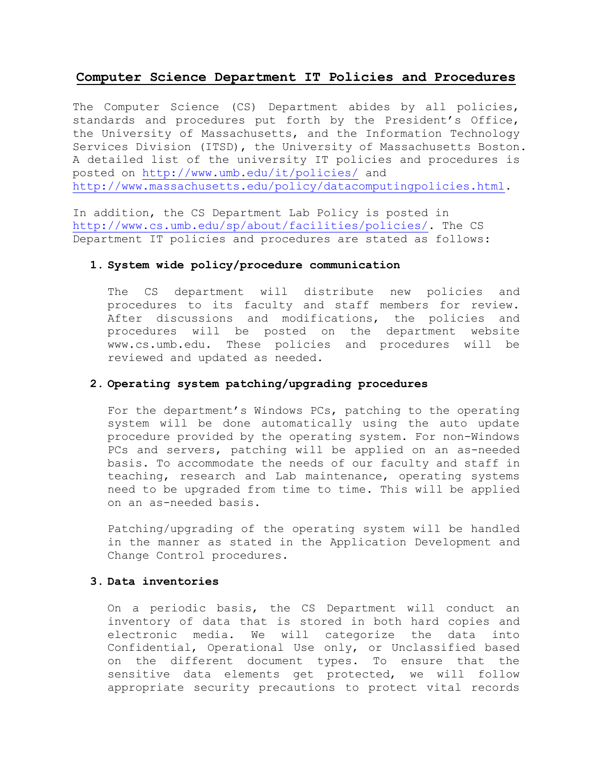# Computer Science Department IT Policies and Procedures

The Computer Science (CS) Department abides by all policies, standards and procedures put forth by the President's Office, the University of Massachusetts, and the Information Technology Services Division (ITSD), the University of Massachusetts Boston. A detailed list of the university IT policies and procedures is posted on http://www.umb.edu/it/policies/ and http://www.massachusetts.edu/policy/datacomputingpolicies.html.

In addition, the CS Department Lab Policy is posted in http://www.cs.umb.edu/sp/about/facilities/policies/. The CS Department IT policies and procedures are stated as follows:

1. **System wide policy/procedure communication**

   The CS department will distribute new policies and procedures to its faculty and staff members for review. After discussions and modifications, the policies and procedures will be posted on the department website www.cs.umb.edu. These policies and procedures will be reviewed and updated as needed.

2. **Operating system patching/upgrading procedures**

   For the department's Windows PCs, patching to the operating system will be done automatically using the auto update procedure provided by the operating system. For non-Windows PCs and servers, patching will be applied on an as-needed basis. To accommodate the needs of our faculty and staff in teaching, research and Lab maintenance, operating systems need to be upgraded from time to time. This will be applied on an as-needed basis.

   Patching/upgrading of the operating system will be handled in the manner as stated in the Application Development and Change Control procedures.

3. **Data inventories**

   On a periodic basis, the CS Department will conduct an inventory of data that is stored in both hard copies and electronic media. We will categorize the data into Confidential, Operational Use only, or Unclassified based on the different document types. To ensure that the sensitive data elements get protected, we will follow appropriate security precautions to protect vital records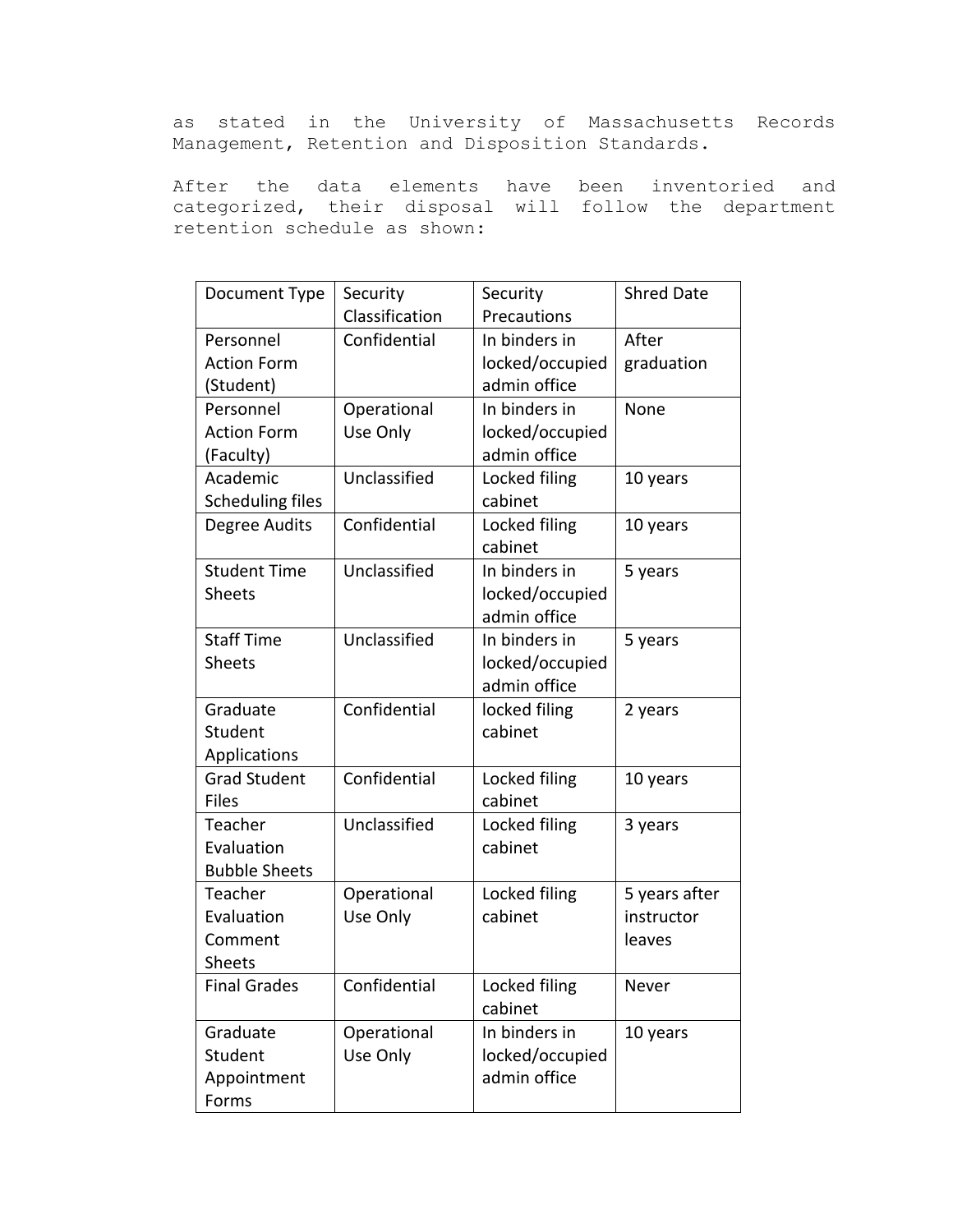as stated in the University of Massachusetts Records Management, Retention and Disposition Standards.

After the data elements have been inventoried and categorized, their disposal will follow the department retention schedule as shown:

| Document Type | Security Classification | Security Precautions | Shred Date |
|---|---|---|---|
| Personnel Action Form (Student) | Confidential | In binders in locked/occupied admin office | After graduation |
| Personnel Action Form (Faculty) | Operational Use Only | In binders in locked/occupied admin office | None |
| Academic Scheduling files | Unclassified | Locked filing cabinet | 10 years |
| Degree Audits | Confidential | Locked filing cabinet | 10 years |
| Student Time Sheets | Unclassified | In binders in locked/occupied admin office | 5 years |
| Staff Time Sheets | Unclassified | In binders in locked/occupied admin office | 5 years |
| Graduate Student Applications | Confidential | locked filing cabinet | 2 years |
| Grad Student Files | Confidential | Locked filing cabinet | 10 years |
| Teacher Evaluation Bubble Sheets | Unclassified | Locked filing cabinet | 3 years |
| Teacher Evaluation Comment Sheets | Operational Use Only | Locked filing cabinet | 5 years after instructor leaves |
| Final Grades | Confidential | Locked filing cabinet | Never |
| Graduate Student Appointment Forms | Operational Use Only | In binders in locked/occupied admin office | 10 years |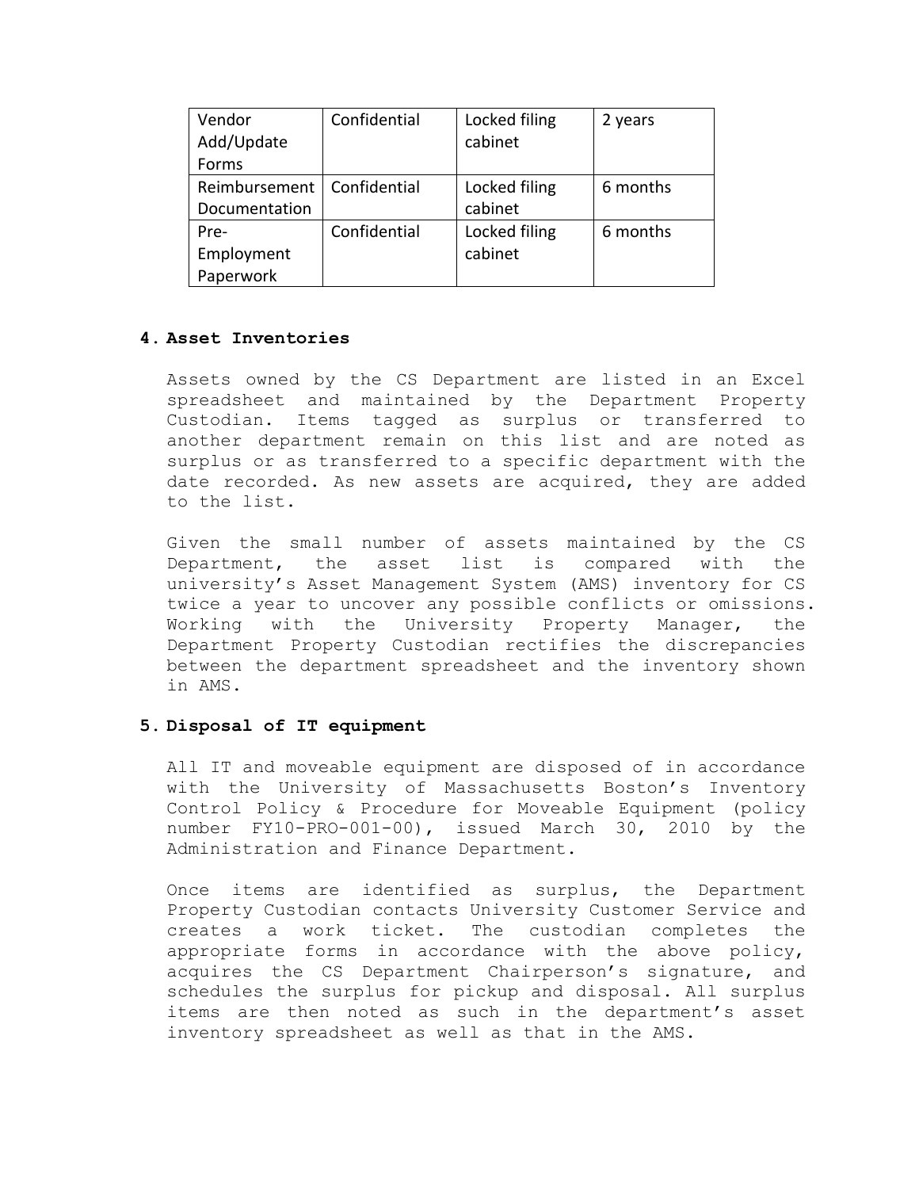| Vendor Add/Update Forms | Confidential | Locked filing cabinet | 2 years |
|---|---|---|---|
| Reimbursement Documentation | Confidential | Locked filing cabinet | 6 months |
| Pre-Employment Paperwork | Confidential | Locked filing cabinet | 6 months |

## 4. Asset Inventories

Assets owned by the CS Department are listed in an Excel spreadsheet and maintained by the Department Property Custodian. Items tagged as surplus or transferred to another department remain on this list and are noted as surplus or as transferred to a specific department with the date recorded. As new assets are acquired, they are added to the list.

Given the small number of assets maintained by the CS Department, the asset list is compared with the university's Asset Management System (AMS) inventory for CS twice a year to uncover any possible conflicts or omissions. Working with the University Property Manager, the Department Property Custodian rectifies the discrepancies between the department spreadsheet and the inventory shown in AMS.

## 5. Disposal of IT equipment

All IT and moveable equipment are disposed of in accordance with the University of Massachusetts Boston's Inventory Control Policy & Procedure for Moveable Equipment (policy number FY10-PRO-001-00), issued March 30, 2010 by the Administration and Finance Department.

Once items are identified as surplus, the Department Property Custodian contacts University Customer Service and creates a work ticket. The custodian completes the appropriate forms in accordance with the above policy, acquires the CS Department Chairperson's signature, and schedules the surplus for pickup and disposal. All surplus items are then noted as such in the department's asset inventory spreadsheet as well as that in the AMS.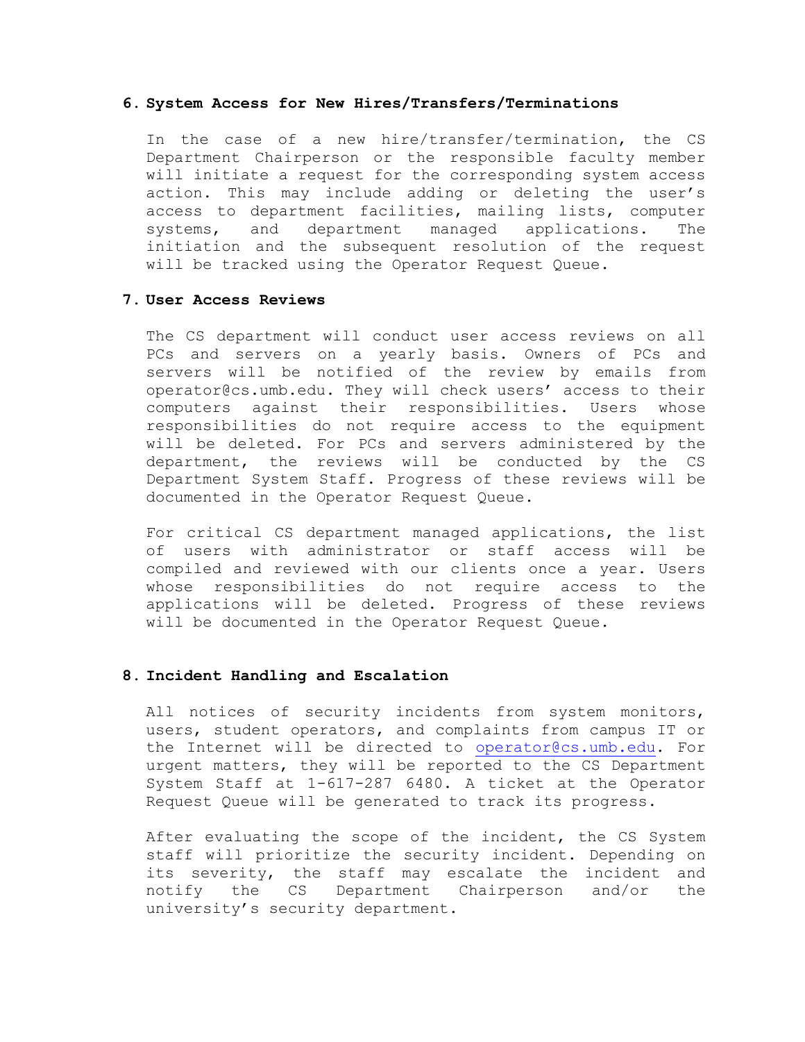### 6. System Access for New Hires/Transfers/Terminations

In the case of a new hire/transfer/termination, the CS Department Chairperson or the responsible faculty member will initiate a request for the corresponding system access action. This may include adding or deleting the user's access to department facilities, mailing lists, computer systems, and department managed applications. The initiation and the subsequent resolution of the request will be tracked using the Operator Request Queue.

### 7. User Access Reviews

The CS department will conduct user access reviews on all PCs and servers on a yearly basis. Owners of PCs and servers will be notified of the review by emails from operator@cs.umb.edu. They will check users' access to their computers against their responsibilities. Users whose responsibilities do not require access to the equipment will be deleted. For PCs and servers administered by the department, the reviews will be conducted by the CS Department System Staff. Progress of these reviews will be documented in the Operator Request Queue.

For critical CS department managed applications, the list of users with administrator or staff access will be compiled and reviewed with our clients once a year. Users whose responsibilities do not require access to the applications will be deleted. Progress of these reviews will be documented in the Operator Request Queue.

### 8. Incident Handling and Escalation

All notices of security incidents from system monitors, users, student operators, and complaints from campus IT or the Internet will be directed to operator@cs.umb.edu. For urgent matters, they will be reported to the CS Department System Staff at 1-617-287 6480. A ticket at the Operator Request Queue will be generated to track its progress.

After evaluating the scope of the incident, the CS System staff will prioritize the security incident. Depending on its severity, the staff may escalate the incident and notify the CS Department Chairperson and/or the university's security department.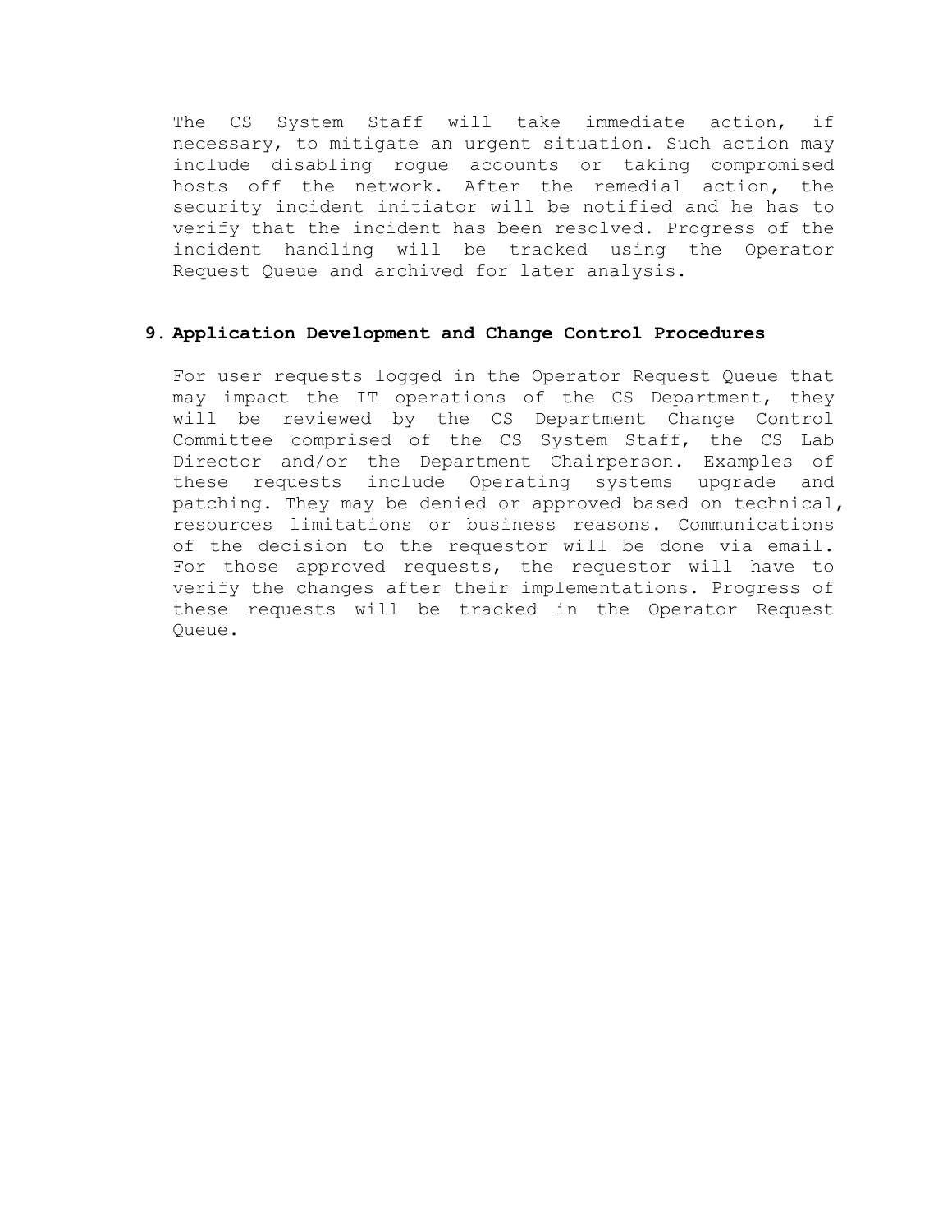The CS System Staff will take immediate action, if necessary, to mitigate an urgent situation. Such action may include disabling rogue accounts or taking compromised hosts off the network. After the remedial action, the security incident initiator will be notified and he has to verify that the incident has been resolved. Progress of the incident handling will be tracked using the Operator Request Queue and archived for later analysis.

## 9. Application Development and Change Control Procedures

For user requests logged in the Operator Request Queue that may impact the IT operations of the CS Department, they will be reviewed by the CS Department Change Control Committee comprised of the CS System Staff, the CS Lab Director and/or the Department Chairperson. Examples of these requests include Operating systems upgrade and patching. They may be denied or approved based on technical, resources limitations or business reasons. Communications of the decision to the requestor will be done via email. For those approved requests, the requestor will have to verify the changes after their implementations. Progress of these requests will be tracked in the Operator Request Queue.